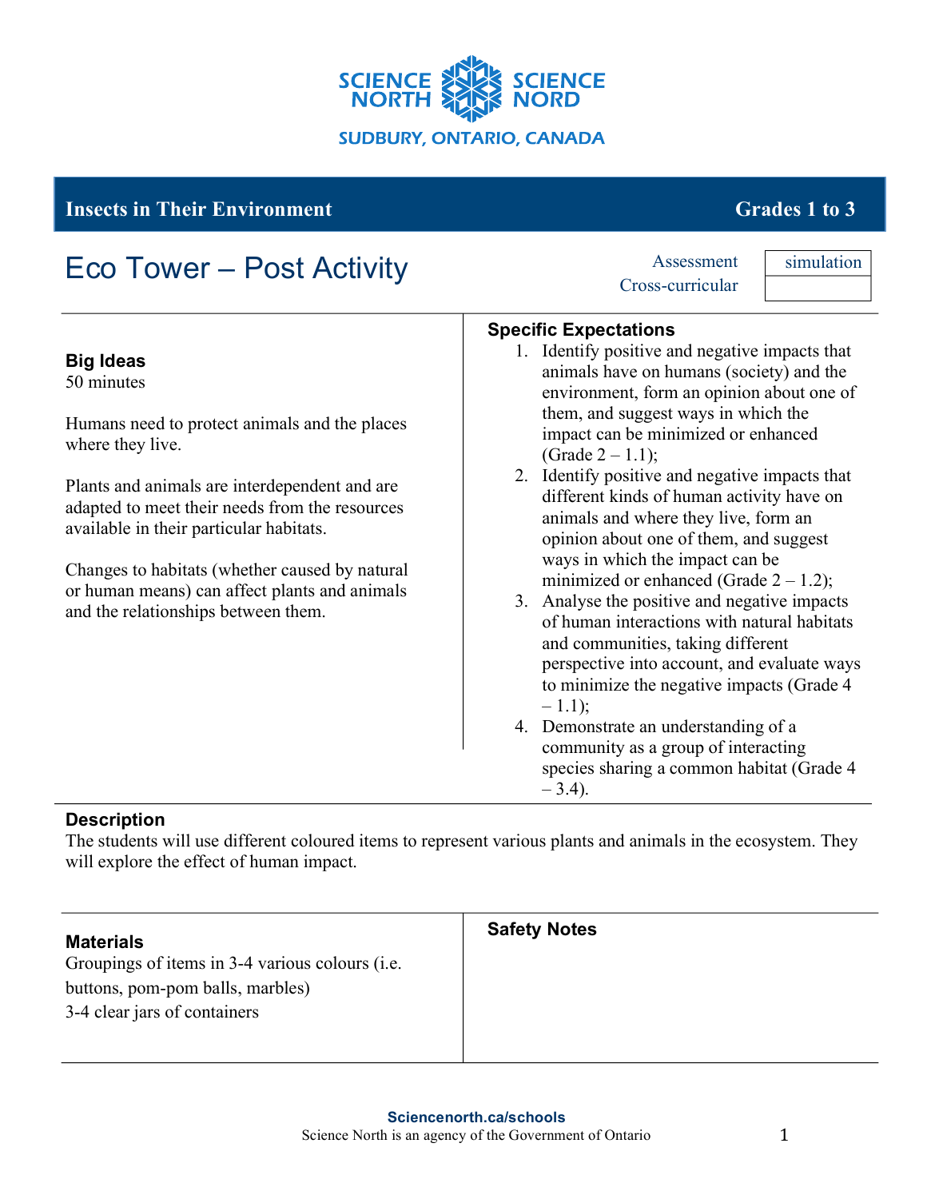SCIENCE NORTH SCIENCE NORD

SUDBURY, ONTARIO, CANADA

**Insects in Their Environment** | **Grades 1 to 3**

# Eco Tower – Post Activity

| | |
|---|---|
| Assessment | simulation |
| Cross-curricular | |

### Big Ideas

50 minutes

Humans need to protect animals and the places where they live.

Plants and animals are interdependent and are adapted to meet their needs from the resources available in their particular habitats.

Changes to habitats (whether caused by natural or human means) can affect plants and animals and the relationships between them.

### Specific Expectations

1. Identify positive and negative impacts that animals have on humans (society) and the environment, form an opinion about one of them, and suggest ways in which the impact can be minimized or enhanced (Grade 2 – 1.1);
2. Identify positive and negative impacts that different kinds of human activity have on animals and where they live, form an opinion about one of them, and suggest ways in which the impact can be minimized or enhanced (Grade 2 – 1.2);
3. Analyse the positive and negative impacts of human interactions with natural habitats and communities, taking different perspective into account, and evaluate ways to minimize the negative impacts (Grade 4 – 1.1);
4. Demonstrate an understanding of a community as a group of interacting species sharing a common habitat (Grade 4 – 3.4).

### Description

The students will use different coloured items to represent various plants and animals in the ecosystem. They will explore the effect of human impact.

### Materials

Groupings of items in 3-4 various colours (i.e. buttons, pom-pom balls, marbles)

3-4 clear jars of containers

### Safety Notes

Sciencenorth.ca/schools

Science North is an agency of the Government of Ontario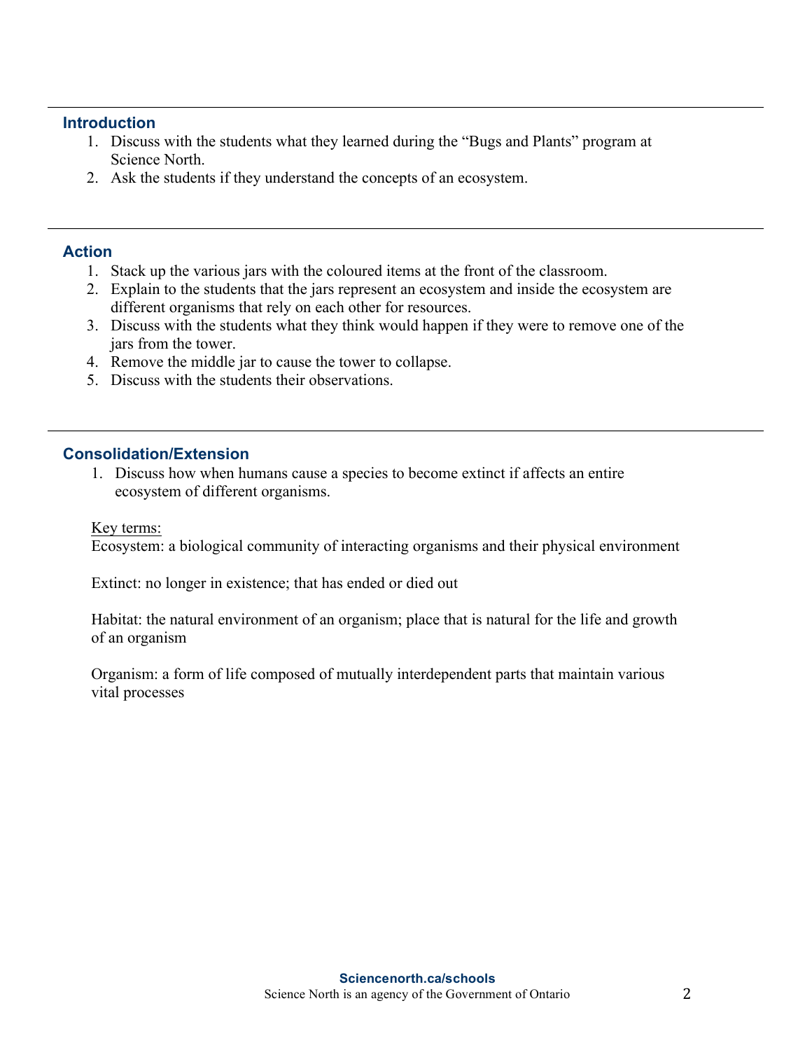## Introduction

1. Discuss with the students what they learned during the "Bugs and Plants" program at Science North.
2. Ask the students if they understand the concepts of an ecosystem.

## Action

1. Stack up the various jars with the coloured items at the front of the classroom.
2. Explain to the students that the jars represent an ecosystem and inside the ecosystem are different organisms that rely on each other for resources.
3. Discuss with the students what they think would happen if they were to remove one of the jars from the tower.
4. Remove the middle jar to cause the tower to collapse.
5. Discuss with the students their observations.

## Consolidation/Extension

1. Discuss how when humans cause a species to become extinct if affects an entire ecosystem of different organisms.

Key terms:

Ecosystem: a biological community of interacting organisms and their physical environment

Extinct: no longer in existence; that has ended or died out

Habitat: the natural environment of an organism; place that is natural for the life and growth of an organism

Organism: a form of life composed of mutually interdependent parts that maintain various vital processes